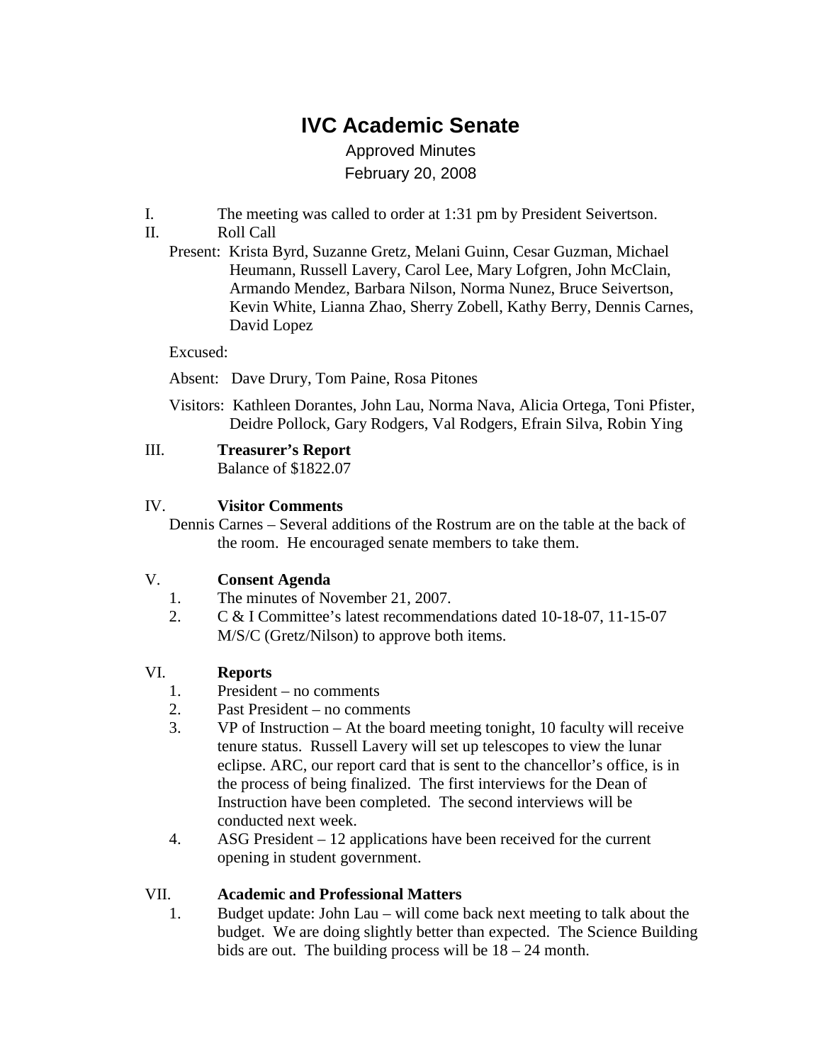# IVC Academic Senate

Approved Minutes

February 20, 2008

I. The meeting was called to order at 1:31 pm by President Seivertson.

II. Roll Call

Present: Krista Byrd, Suzanne Gretz, Melani Guinn, Cesar Guzman, Michael Heumann, Russell Lavery, Carol Lee, Mary Lofgren, John McClain, Armando Mendez, Barbara Nilson, Norma Nunez, Bruce Seivertson, Kevin White, Lianna Zhao, Sherry Zobell, Kathy Berry, Dennis Carnes, David Lopez

Excused:

Absent: Dave Drury, Tom Paine, Rosa Pitones

Visitors: Kathleen Dorantes, John Lau, Norma Nava, Alicia Ortega, Toni Pfister, Deidre Pollock, Gary Rodgers, Val Rodgers, Efrain Silva, Robin Ying

III. **Treasurer's Report**

Balance of $1822.07

IV. **Visitor Comments**

Dennis Carnes – Several additions of the Rostrum are on the table at the back of the room. He encouraged senate members to take them.

V. **Consent Agenda**

1. The minutes of November 21, 2007.
2. C & I Committee's latest recommendations dated 10-18-07, 11-15-07
   M/S/C (Gretz/Nilson) to approve both items.

VI. **Reports**

1. President – no comments
2. Past President – no comments
3. VP of Instruction – At the board meeting tonight, 10 faculty will receive tenure status. Russell Lavery will set up telescopes to view the lunar eclipse. ARC, our report card that is sent to the chancellor's office, is in the process of being finalized. The first interviews for the Dean of Instruction have been completed. The second interviews will be conducted next week.
4. ASG President – 12 applications have been received for the current opening in student government.

VII. **Academic and Professional Matters**

1. Budget update: John Lau – will come back next meeting to talk about the budget. We are doing slightly better than expected. The Science Building bids are out. The building process will be 18 – 24 month.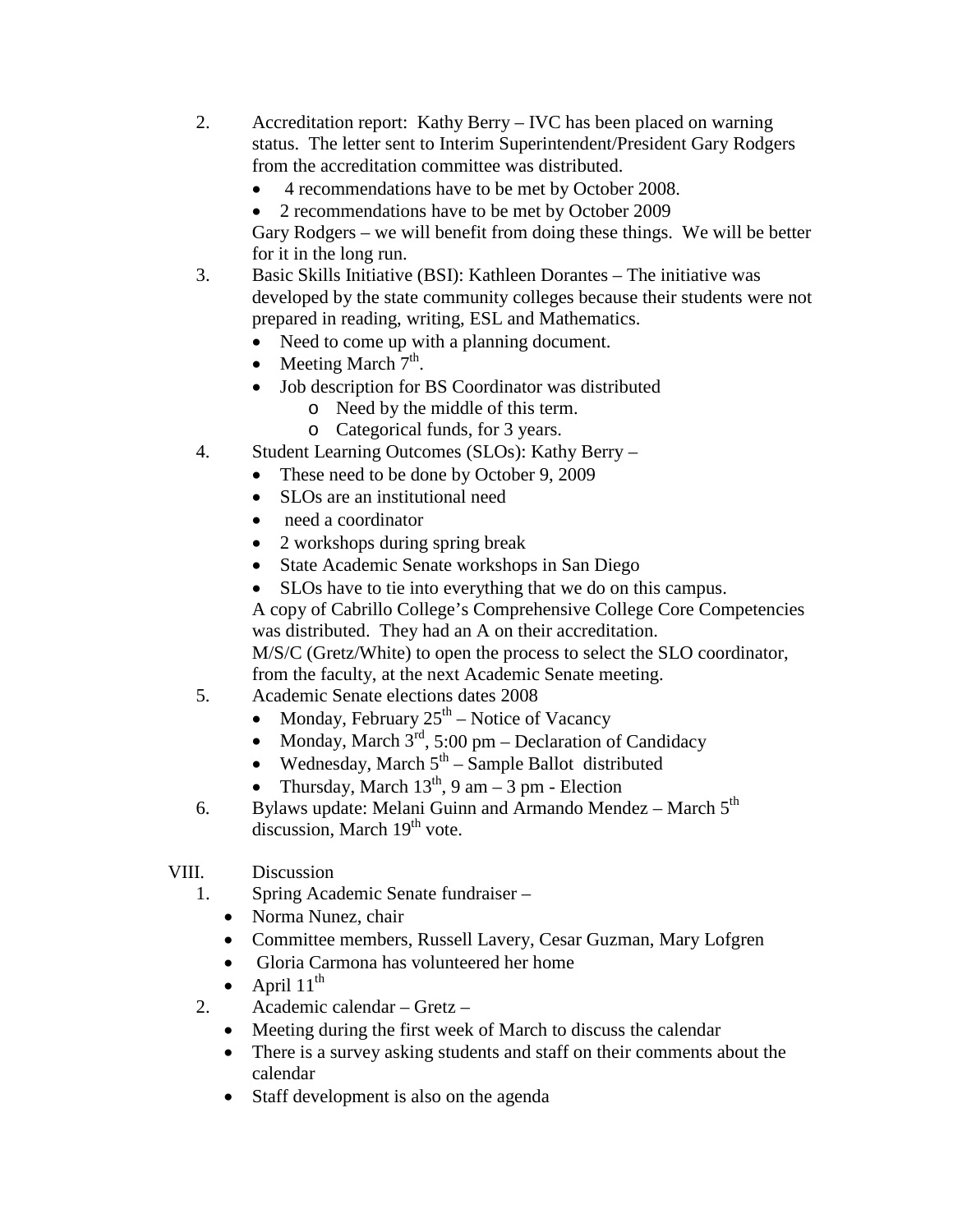2. Accreditation report: Kathy Berry – IVC has been placed on warning status. The letter sent to Interim Superintendent/President Gary Rodgers from the accreditation committee was distributed.
   - 4 recommendations have to be met by October 2008.
   - 2 recommendations have to be met by October 2009

   Gary Rodgers – we will benefit from doing these things. We will be better for it in the long run.
3. Basic Skills Initiative (BSI): Kathleen Dorantes – The initiative was developed by the state community colleges because their students were not prepared in reading, writing, ESL and Mathematics.
   - Need to come up with a planning document.
   - Meeting March 7th.
   - Job description for BS Coordinator was distributed
     - Need by the middle of this term.
     - Categorical funds, for 3 years.
4. Student Learning Outcomes (SLOs): Kathy Berry –
   - These need to be done by October 9, 2009
   - SLOs are an institutional need
   - need a coordinator
   - 2 workshops during spring break
   - State Academic Senate workshops in San Diego
   - SLOs have to tie into everything that we do on this campus.

   A copy of Cabrillo College's Comprehensive College Core Competencies was distributed. They had an A on their accreditation.
   M/S/C (Gretz/White) to open the process to select the SLO coordinator, from the faculty, at the next Academic Senate meeting.
5. Academic Senate elections dates 2008
   - Monday, February 25th – Notice of Vacancy
   - Monday, March 3rd, 5:00 pm – Declaration of Candidacy
   - Wednesday, March 5th – Sample Ballot distributed
   - Thursday, March 13th, 9 am – 3 pm - Election
6. Bylaws update: Melani Guinn and Armando Mendez – March 5th discussion, March 19th vote.

VIII. Discussion

1. Spring Academic Senate fundraiser –
   - Norma Nunez, chair
   - Committee members, Russell Lavery, Cesar Guzman, Mary Lofgren
   - Gloria Carmona has volunteered her home
   - April 11th
2. Academic calendar – Gretz –
   - Meeting during the first week of March to discuss the calendar
   - There is a survey asking students and staff on their comments about the calendar
   - Staff development is also on the agenda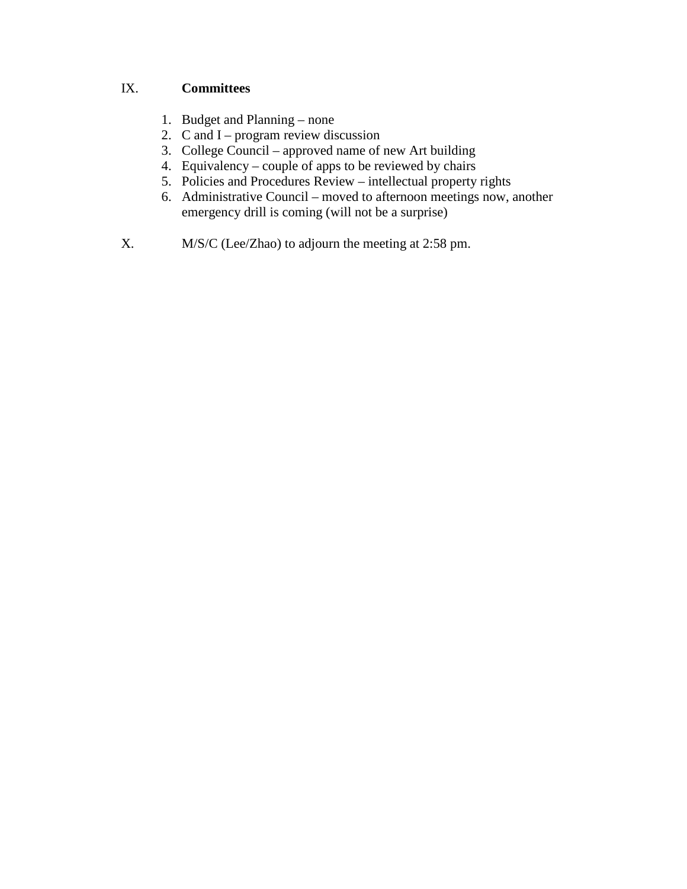IX. **Committees**

1. Budget and Planning – none
2. C and I – program review discussion
3. College Council – approved name of new Art building
4. Equivalency – couple of apps to be reviewed by chairs
5. Policies and Procedures Review – intellectual property rights
6. Administrative Council – moved to afternoon meetings now, another emergency drill is coming (will not be a surprise)

X. M/S/C (Lee/Zhao) to adjourn the meeting at 2:58 pm.